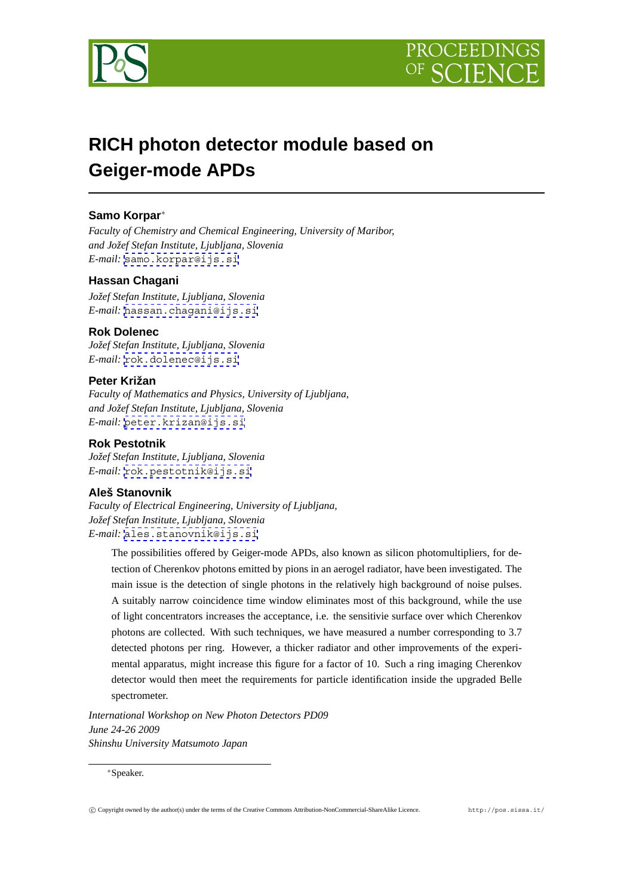# RICH photon detector module based on Geiger-mode APDs

**Samo Korpar***

*Faculty of Chemistry and Chemical Engineering, University of Maribor, and Jožef Stefan Institute, Ljubljana, Slovenia*
*E-mail:* samo.korpar@ijs.si

**Hassan Chagani**

*Jožef Stefan Institute, Ljubljana, Slovenia*
*E-mail:* hassan.chagani@ijs.si

**Rok Dolenec**

*Jožef Stefan Institute, Ljubljana, Slovenia*
*E-mail:* rok.dolenec@ijs.si

**Peter Križan**

*Faculty of Mathematics and Physics, University of Ljubljana, and Jožef Stefan Institute, Ljubljana, Slovenia*
*E-mail:* peter.krizan@ijs.si

**Rok Pestotnik**

*Jožef Stefan Institute, Ljubljana, Slovenia*
*E-mail:* rok.pestotnik@ijs.si

**Aleš Stanovnik**

*Faculty of Electrical Engineering, University of Ljubljana, Jožef Stefan Institute, Ljubljana, Slovenia*
*E-mail:* ales.stanovnik@ijs.si

The possibilities offered by Geiger-mode APDs, also known as silicon photomultipliers, for detection of Cherenkov photons emitted by pions in an aerogel radiator, have been investigated. The main issue is the detection of single photons in the relatively high background of noise pulses. A suitably narrow coincidence time window eliminates most of this background, while the use of light concentrators increases the acceptance, i.e. the sensitivie surface over which Cherenkov photons are collected. With such techniques, we have measured a number corresponding to 3.7 detected photons per ring. However, a thicker radiator and other improvements of the experimental apparatus, might increase this figure for a factor of 10. Such a ring imaging Cherenkov detector would then meet the requirements for particle identification inside the upgraded Belle spectrometer.

*International Workshop on New Photon Detectors PD09*
*June 24-26 2009*
*Shinshu University Matsumoto Japan*

*Speaker.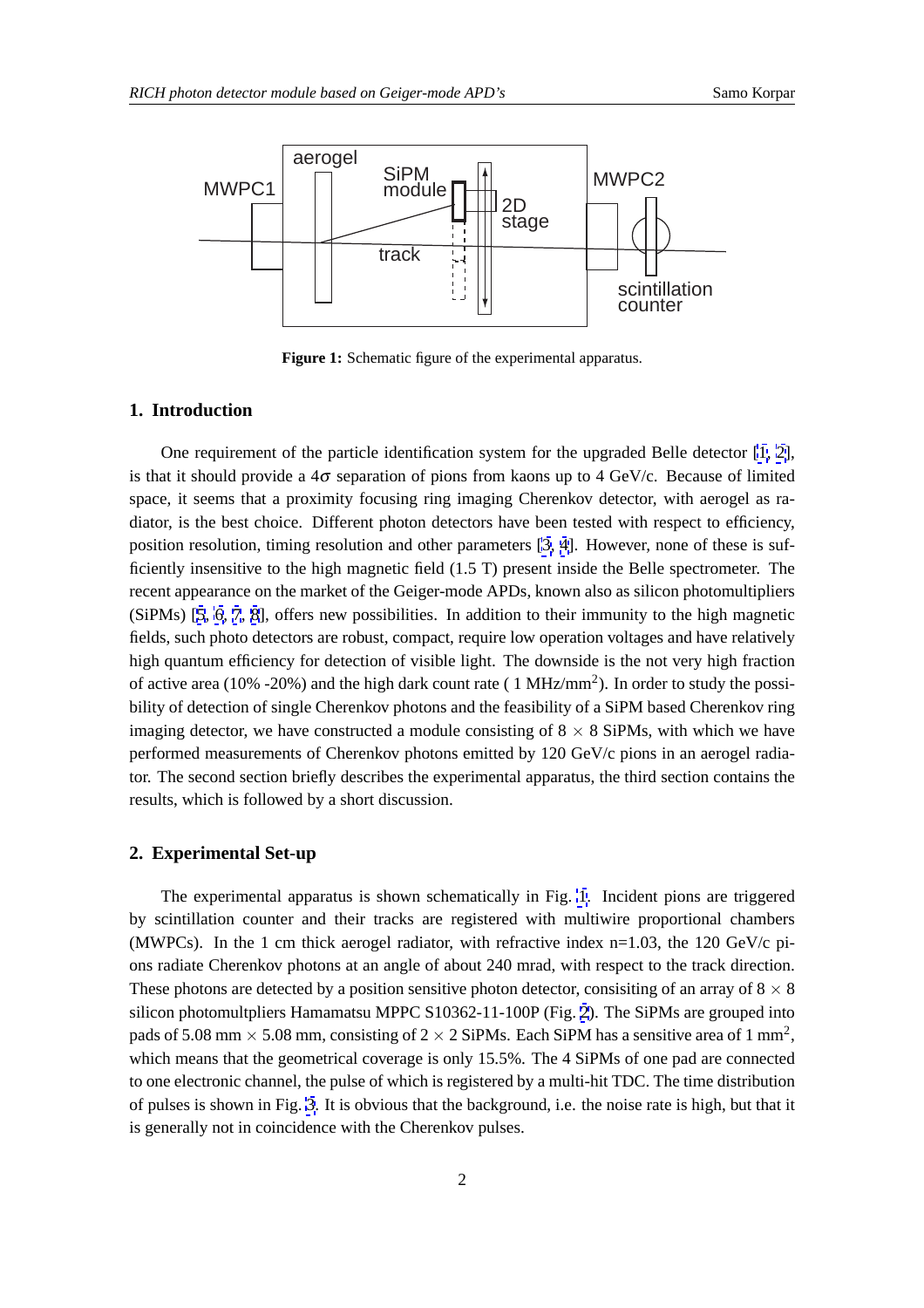**Figure 1:** Schematic figure of the experimental apparatus.

## 1. Introduction

One requirement of the particle identification system for the upgraded Belle detector [1, 2], is that it should provide a $4\sigma$ separation of pions from kaons up to 4 GeV/c. Because of limited space, it seems that a proximity focusing ring imaging Cherenkov detector, with aerogel as radiator, is the best choice. Different photon detectors have been tested with respect to efficiency, position resolution, timing resolution and other parameters [3, 4]. However, none of these is sufficiently insensitive to the high magnetic field (1.5 T) present inside the Belle spectrometer. The recent appearance on the market of the Geiger-mode APDs, known also as silicon photomultipliers (SiPMs) [5, 6, 7, 8], offers new possibilities. In addition to their immunity to the high magnetic fields, such photo detectors are robust, compact, require low operation voltages and have relatively high quantum efficiency for detection of visible light. The downside is the not very high fraction of active area (10% -20%) and the high dark count rate ( 1 MHz/mm$^2$). In order to study the possibility of detection of single Cherenkov photons and the feasibility of a SiPM based Cherenkov ring imaging detector, we have constructed a module consisting of 8 $\times$ 8 SiPMs, with which we have performed measurements of Cherenkov photons emitted by 120 GeV/c pions in an aerogel radiator. The second section briefly describes the experimental apparatus, the third section contains the results, which is followed by a short discussion.

## 2. Experimental Set-up

The experimental apparatus is shown schematically in Fig. 1. Incident pions are triggered by scintillation counter and their tracks are registered with multiwire proportional chambers (MWPCs). In the 1 cm thick aerogel radiator, with refractive index n=1.03, the 120 GeV/c pions radiate Cherenkov photons at an angle of about 240 mrad, with respect to the track direction. These photons are detected by a position sensitive photon detector, consisiting of an array of 8 $\times$ 8 silicon photomultpliers Hamamatsu MPPC S10362-11-100P (Fig. 2). The SiPMs are grouped into pads of 5.08 mm $\times$ 5.08 mm, consisting of 2 $\times$ 2 SiPMs. Each SiPM has a sensitive area of 1 mm$^2$, which means that the geometrical coverage is only 15.5%. The 4 SiPMs of one pad are connected to one electronic channel, the pulse of which is registered by a multi-hit TDC. The time distribution of pulses is shown in Fig. 3. It is obvious that the background, i.e. the noise rate is high, but that it is generally not in coincidence with the Cherenkov pulses.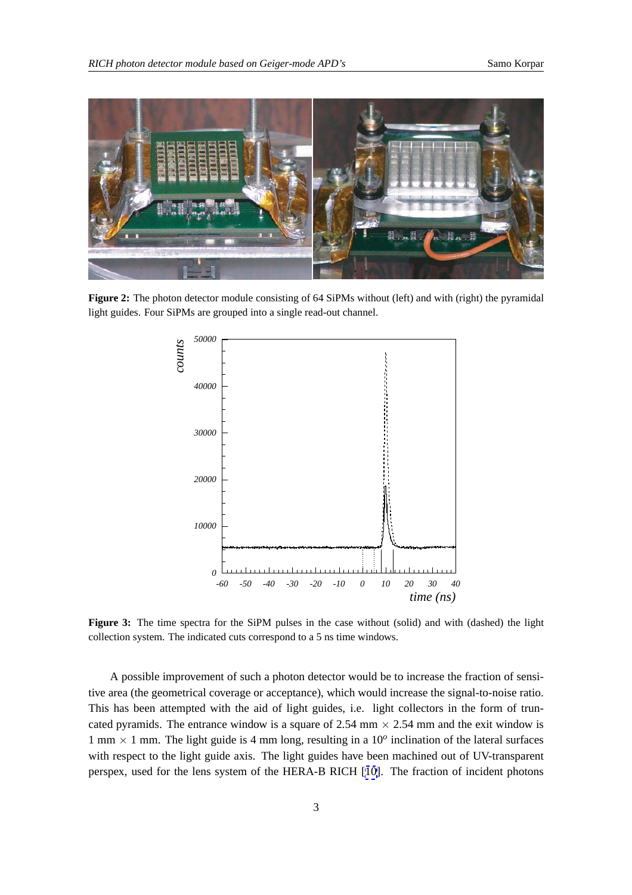**Figure 2:** The photon detector module consisting of 64 SiPMs without (left) and with (right) the pyramidal light guides. Four SiPMs are grouped into a single read-out channel.

**Figure 3:** The time spectra for the SiPM pulses in the case without (solid) and with (dashed) the light collection system. The indicated cuts correspond to a 5 ns time windows.

A possible improvement of such a photon detector would be to increase the fraction of sensitive area (the geometrical coverage or acceptance), which would increase the signal-to-noise ratio. This has been attempted with the aid of light guides, i.e. light collectors in the form of truncated pyramids. The entrance window is a square of 2.54 mm $\times$ 2.54 mm and the exit window is 1 mm $\times$ 1 mm. The light guide is 4 mm long, resulting in a $10^o$ inclination of the lateral surfaces with respect to the light guide axis. The light guides have been machined out of UV-transparent perspex, used for the lens system of the HERA-B RICH [10]. The fraction of incident photons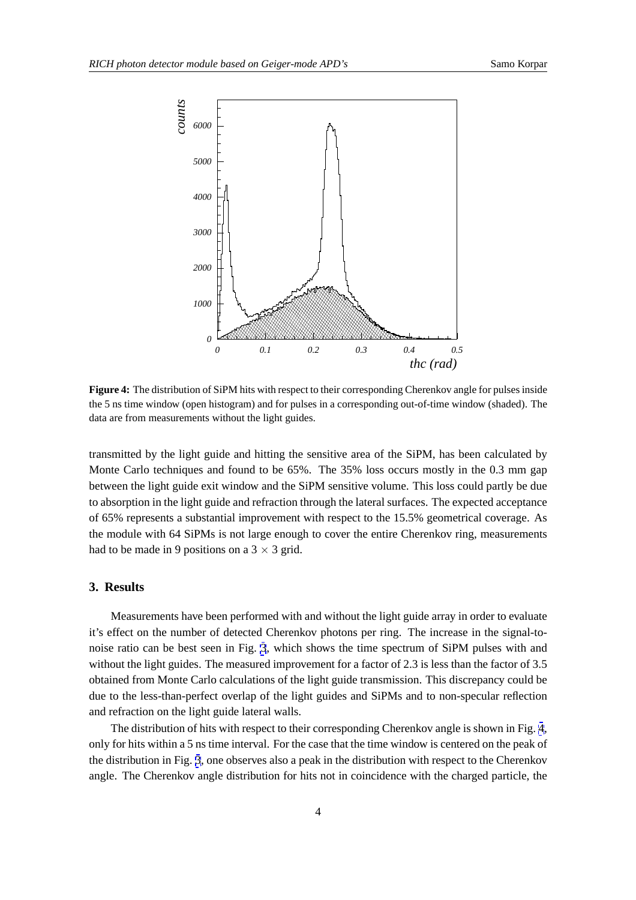**Figure 4:** The distribution of SiPM hits with respect to their corresponding Cherenkov angle for pulses inside the 5 ns time window (open histogram) and for pulses in a corresponding out-of-time window (shaded). The data are from measurements without the light guides.

transmitted by the light guide and hitting the sensitive area of the SiPM, has been calculated by Monte Carlo techniques and found to be 65%. The 35% loss occurs mostly in the 0.3 mm gap between the light guide exit window and the SiPM sensitive volume. This loss could partly be due to absorption in the light guide and refraction through the lateral surfaces. The expected acceptance of 65% represents a substantial improvement with respect to the 15.5% geometrical coverage. As the module with 64 SiPMs is not large enough to cover the entire Cherenkov ring, measurements had to be made in 9 positions on a $3 \times 3$ grid.

## 3. Results

Measurements have been performed with and without the light guide array in order to evaluate it's effect on the number of detected Cherenkov photons per ring. The increase in the signal-to-noise ratio can be best seen in Fig. 3, which shows the time spectrum of SiPM pulses with and without the light guides. The measured improvement for a factor of 2.3 is less than the factor of 3.5 obtained from Monte Carlo calculations of the light guide transmission. This discrepancy could be due to the less-than-perfect overlap of the light guides and SiPMs and to non-specular reflection and refraction on the light guide lateral walls.

The distribution of hits with respect to their corresponding Cherenkov angle is shown in Fig. 4, only for hits within a 5 ns time interval. For the case that the time window is centered on the peak of the distribution in Fig. 3, one observes also a peak in the distribution with respect to the Cherenkov angle. The Cherenkov angle distribution for hits not in coincidence with the charged particle, the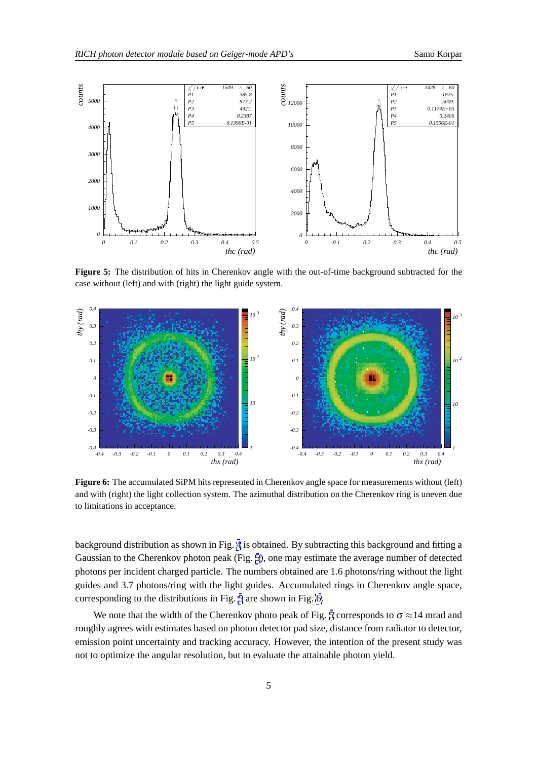**Figure 5:** The distribution of hits in Cherenkov angle with the out-of-time background subtracted for the case without (left) and with (right) the light guide system.

**Figure 6:** The accumulated SiPM hits represented in Cherenkov angle space for measurements without (left) and with (right) the light collection system. The azimuthal distribution on the Cherenkov ring is uneven due to limitations in acceptance.

background distribution as shown in Fig. 4 is obtained. By subtracting this background and fitting a Gaussian to the Cherenkov photon peak (Fig. 5), one may estimate the average number of detected photons per incident charged particle. The numbers obtained are 1.6 photons/ring without the light guides and 3.7 photons/ring with the light guides. Accumulated rings in Cherenkov angle space, corresponding to the distributions in Fig. 5 are shown in Fig. 6.

We note that the width of the Cherenkov photo peak of Fig. 5 corresponds to $\sigma \approx$14 mrad and roughly agrees with estimates based on photon detector pad size, distance from radiator to detector, emission point uncertainty and tracking accuracy. However, the intention of the present study was not to optimize the angular resolution, but to evaluate the attainable photon yield.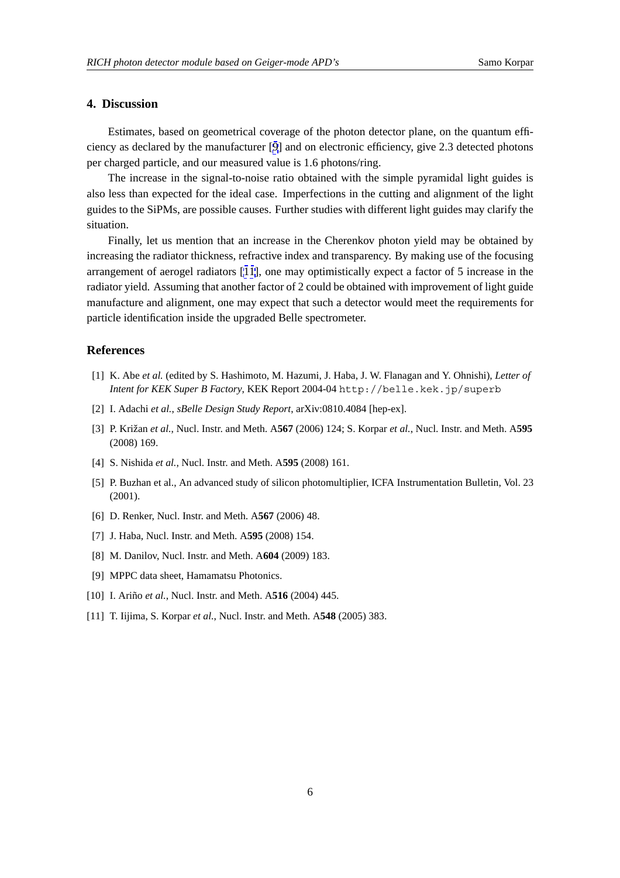## 4. Discussion

Estimates, based on geometrical coverage of the photon detector plane, on the quantum efficiency as declared by the manufacturer [9] and on electronic efficiency, give 2.3 detected photons per charged particle, and our measured value is 1.6 photons/ring.

The increase in the signal-to-noise ratio obtained with the simple pyramidal light guides is also less than expected for the ideal case. Imperfections in the cutting and alignment of the light guides to the SiPMs, are possible causes. Further studies with different light guides may clarify the situation.

Finally, let us mention that an increase in the Cherenkov photon yield may be obtained by increasing the radiator thickness, refractive index and transparency. By making use of the focusing arrangement of aerogel radiators [11], one may optimistically expect a factor of 5 increase in the radiator yield. Assuming that another factor of 2 could be obtained with improvement of light guide manufacture and alignment, one may expect that such a detector would meet the requirements for particle identification inside the upgraded Belle spectrometer.

## References

[1] K. Abe *et al.* (edited by S. Hashimoto, M. Hazumi, J. Haba, J. W. Flanagan and Y. Ohnishi), *Letter of Intent for KEK Super B Factory*, KEK Report 2004-04 `http://belle.kek.jp/superb`

[2] I. Adachi *et al.*, *sBelle Design Study Report*, arXiv:0810.4084 [hep-ex].

[3] P. Križan *et al.*, Nucl. Instr. and Meth. A**567** (2006) 124; S. Korpar *et al.*, Nucl. Instr. and Meth. A**595** (2008) 169.

[4] S. Nishida *et al.*, Nucl. Instr. and Meth. A**595** (2008) 161.

[5] P. Buzhan et al., An advanced study of silicon photomultiplier, ICFA Instrumentation Bulletin, Vol. 23 (2001).

[6] D. Renker, Nucl. Instr. and Meth. A**567** (2006) 48.

[7] J. Haba, Nucl. Instr. and Meth. A**595** (2008) 154.

[8] M. Danilov, Nucl. Instr. and Meth. A**604** (2009) 183.

[9] MPPC data sheet, Hamamatsu Photonics.

[10] I. Ariño *et al.*, Nucl. Instr. and Meth. A**516** (2004) 445.

[11] T. Iijima, S. Korpar *et al.*, Nucl. Instr. and Meth. A**548** (2005) 383.